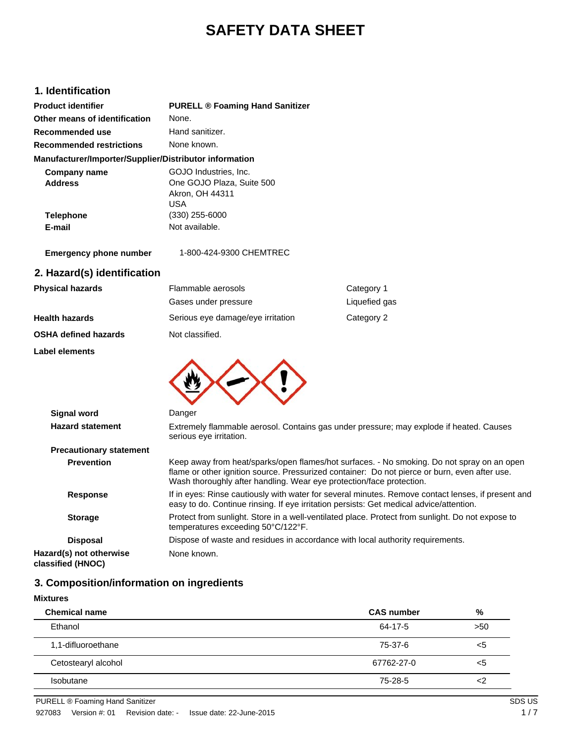# SAFETY DATA SHEET

## 1. Identification

| | |
|---|---|
| **Product identifier** | **PURELL ® Foaming Hand Sanitizer** |
| **Other means of identification** | None. |
| **Recommended use** | Hand sanitizer. |
| **Recommended restrictions** | None known. |

**Manufacturer/Importer/Supplier/Distributor information**

| | |
|---|---|
| **Company name** | GOJO Industries, Inc. |
| **Address** | One GOJO Plaza, Suite 500<br>Akron, OH 44311<br>USA |
| **Telephone** | (330) 255-6000 |
| **E-mail** | Not available. |
| **Emergency phone number** | 1-800-424-9300 CHEMTREC |

## 2. Hazard(s) identification

| | | |
|---|---|---|
| **Physical hazards** | Flammable aerosols | Category 1 |
| | Gases under pressure | Liquefied gas |
| **Health hazards** | Serious eye damage/eye irritation | Category 2 |
| **OSHA defined hazards** | Not classified. | |

**Label elements**

**Signal word**: Danger

**Hazard statement**: Extremely flammable aerosol. Contains gas under pressure; may explode if heated. Causes serious eye irritation.

**Precautionary statement**

**Prevention**: Keep away from heat/sparks/open flames/hot surfaces. - No smoking. Do not spray on an open flame or other ignition source. Pressurized container: Do not pierce or burn, even after use. Wash thoroughly after handling. Wear eye protection/face protection.

**Response**: If in eyes: Rinse cautiously with water for several minutes. Remove contact lenses, if present and easy to do. Continue rinsing. If eye irritation persists: Get medical advice/attention.

**Storage**: Protect from sunlight. Store in a well-ventilated place. Protect from sunlight. Do not expose to temperatures exceeding 50°C/122°F.

**Disposal**: Dispose of waste and residues in accordance with local authority requirements.

**Hazard(s) not otherwise classified (HNOC)**: None known.

## 3. Composition/information on ingredients

**Mixtures**

| Chemical name | CAS number | % |
|---|---|---|
| Ethanol | 64-17-5 | >50 |
| 1,1-difluoroethane | 75-37-6 | <5 |
| Cetostearyl alcohol | 67762-27-0 | <5 |
| Isobutane | 75-28-5 | <2 |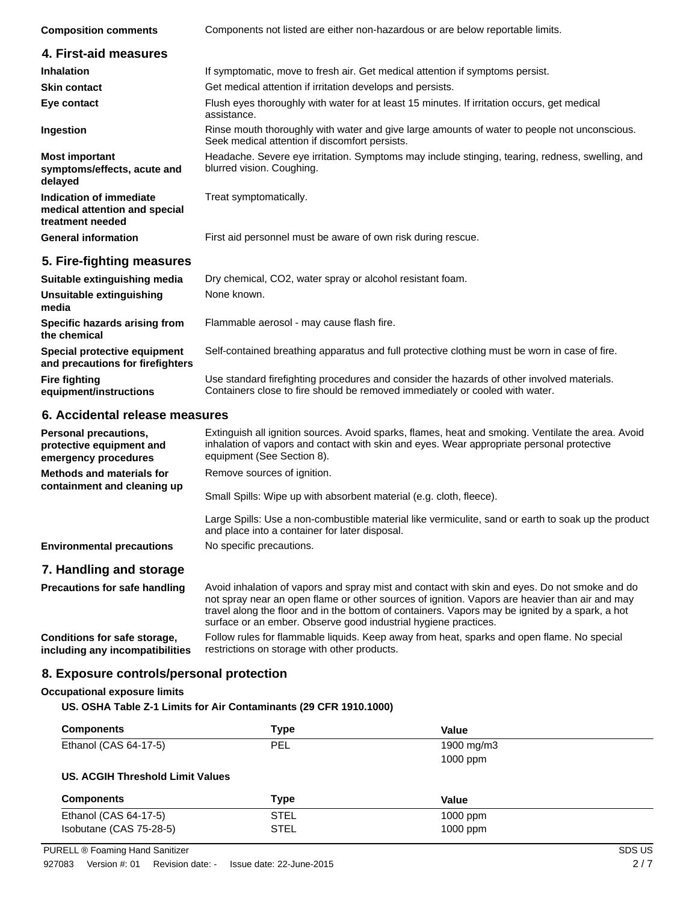| | |
|---|---|
| **Composition comments** | Components not listed are either non-hazardous or are below reportable limits. |

## 4. First-aid measures

| | |
|---|---|
| **Inhalation** | If symptomatic, move to fresh air. Get medical attention if symptoms persist. |
| **Skin contact** | Get medical attention if irritation develops and persists. |
| **Eye contact** | Flush eyes thoroughly with water for at least 15 minutes. If irritation occurs, get medical assistance. |
| **Ingestion** | Rinse mouth thoroughly with water and give large amounts of water to people not unconscious. Seek medical attention if discomfort persists. |
| **Most important symptoms/effects, acute and delayed** | Headache. Severe eye irritation. Symptoms may include stinging, tearing, redness, swelling, and blurred vision. Coughing. |
| **Indication of immediate medical attention and special treatment needed** | Treat symptomatically. |
| **General information** | First aid personnel must be aware of own risk during rescue. |

## 5. Fire-fighting measures

| | |
|---|---|
| **Suitable extinguishing media** | Dry chemical, $CO_2$, water spray or alcohol resistant foam. |
| **Unsuitable extinguishing media** | None known. |
| **Specific hazards arising from the chemical** | Flammable aerosol - may cause flash fire. |
| **Special protective equipment and precautions for firefighters** | Self-contained breathing apparatus and full protective clothing must be worn in case of fire. |
| **Fire fighting equipment/instructions** | Use standard firefighting procedures and consider the hazards of other involved materials. Containers close to fire should be removed immediately or cooled with water. |

## 6. Accidental release measures

| | |
|---|---|
| **Personal precautions, protective equipment and emergency procedures** | Extinguish all ignition sources. Avoid sparks, flames, heat and smoking. Ventilate the area. Avoid inhalation of vapors and contact with skin and eyes. Wear appropriate personal protective equipment (See Section 8). |
| **Methods and materials for containment and cleaning up** | Remove sources of ignition.<br><br>Small Spills: Wipe up with absorbent material (e.g. cloth, fleece).<br><br>Large Spills: Use a non-combustible material like vermiculite, sand or earth to soak up the product and place into a container for later disposal. |
| **Environmental precautions** | No specific precautions. |

## 7. Handling and storage

| | |
|---|---|
| **Precautions for safe handling** | Avoid inhalation of vapors and spray mist and contact with skin and eyes. Do not smoke and do not spray near an open flame or other sources of ignition. Vapors are heavier than air and may travel along the floor and in the bottom of containers. Vapors may be ignited by a spark, a hot surface or an ember. Observe good industrial hygiene practices. |
| **Conditions for safe storage, including any incompatibilities** | Follow rules for flammable liquids. Keep away from heat, sparks and open flame. No special restrictions on storage with other products. |

## 8. Exposure controls/personal protection

**Occupational exposure limits**

**US. OSHA Table Z-1 Limits for Air Contaminants (29 CFR 1910.1000)**

| Components | Type | Value |
|---|---|---|
| Ethanol (CAS 64-17-5) | PEL | 1900 mg/m3 |
| | | 1000 ppm |

**US. ACGIH Threshold Limit Values**

| Components | Type | Value |
|---|---|---|
| Ethanol (CAS 64-17-5) | STEL | 1000 ppm |
| Isobutane (CAS 75-28-5) | STEL | 1000 ppm |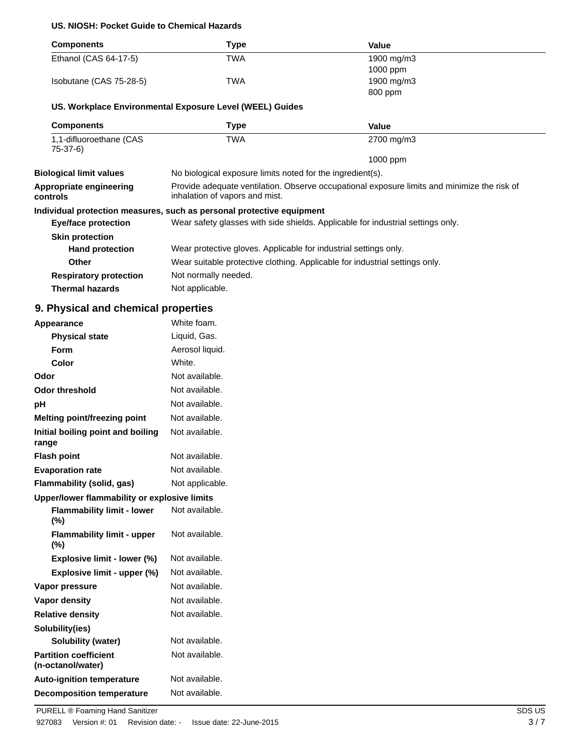**US. NIOSH: Pocket Guide to Chemical Hazards**

| Components | Type | Value |
|---|---|---|
| Ethanol (CAS 64-17-5) | TWA | 1900 mg/m3 |
| | | 1000 ppm |
| Isobutane (CAS 75-28-5) | TWA | 1900 mg/m3 |
| | | 800 ppm |

**US. Workplace Environmental Exposure Level (WEEL) Guides**

| Components | Type | Value |
|---|---|---|
| 1,1-difluoroethane (CAS 75-37-6) | TWA | 2700 mg/m3 |
| | | 1000 ppm |

**Biological limit values** No biological exposure limits noted for the ingredient(s).

**Appropriate engineering controls** Provide adequate ventilation. Observe occupational exposure limits and minimize the risk of inhalation of vapors and mist.

**Individual protection measures, such as personal protective equipment**

**Eye/face protection** Wear safety glasses with side shields. Applicable for industrial settings only.

**Skin protection**

**Hand protection** Wear protective gloves. Applicable for industrial settings only.

**Other** Wear suitable protective clothing. Applicable for industrial settings only.

**Respiratory protection** Not normally needed.

**Thermal hazards** Not applicable.

## 9. Physical and chemical properties

| Property | Value |
|---|---|
| **Appearance** | White foam. |
| **Physical state** | Liquid, Gas. |
| **Form** | Aerosol liquid. |
| **Color** | White. |
| **Odor** | Not available. |
| **Odor threshold** | Not available. |
| **pH** | Not available. |
| **Melting point/freezing point** | Not available. |
| **Initial boiling point and boiling range** | Not available. |
| **Flash point** | Not available. |
| **Evaporation rate** | Not available. |
| **Flammability (solid, gas)** | Not applicable. |
| **Upper/lower flammability or explosive limits** | |
| **Flammability limit - lower (%)** | Not available. |
| **Flammability limit - upper (%)** | Not available. |
| **Explosive limit - lower (%)** | Not available. |
| **Explosive limit - upper (%)** | Not available. |
| **Vapor pressure** | Not available. |
| **Vapor density** | Not available. |
| **Relative density** | Not available. |
| **Solubility(ies)** | |
| **Solubility (water)** | Not available. |
| **Partition coefficient (n-octanol/water)** | Not available. |
| **Auto-ignition temperature** | Not available. |
| **Decomposition temperature** | Not available. |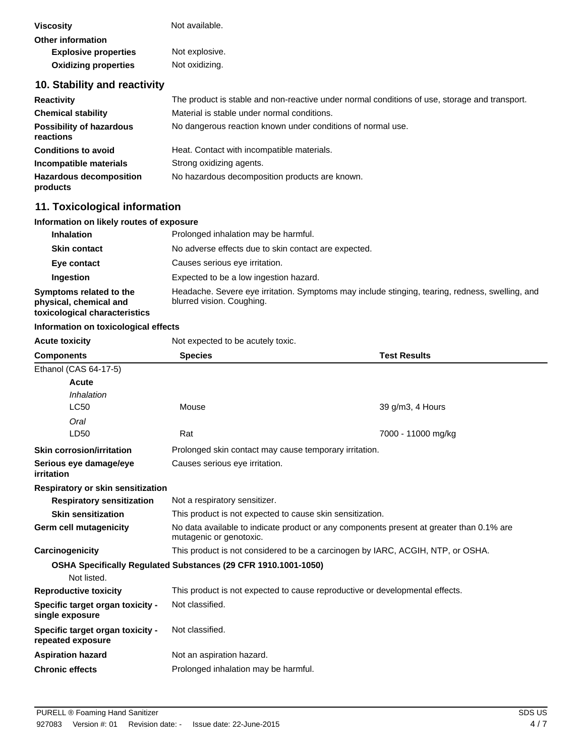| | |
|---|---|
| **Viscosity** | Not available. |
| **Other information** | |
| **Explosive properties** | Not explosive. |
| **Oxidizing properties** | Not oxidizing. |

## 10. Stability and reactivity

| | |
|---|---|
| **Reactivity** | The product is stable and non-reactive under normal conditions of use, storage and transport. |
| **Chemical stability** | Material is stable under normal conditions. |
| **Possibility of hazardous reactions** | No dangerous reaction known under conditions of normal use. |
| **Conditions to avoid** | Heat. Contact with incompatible materials. |
| **Incompatible materials** | Strong oxidizing agents. |
| **Hazardous decomposition products** | No hazardous decomposition products are known. |

## 11. Toxicological information

**Information on likely routes of exposure**

| | |
|---|---|
| **Inhalation** | Prolonged inhalation may be harmful. |
| **Skin contact** | No adverse effects due to skin contact are expected. |
| **Eye contact** | Causes serious eye irritation. |
| **Ingestion** | Expected to be a low ingestion hazard. |
| **Symptoms related to the physical, chemical and toxicological characteristics** | Headache. Severe eye irritation. Symptoms may include stinging, tearing, redness, swelling, and blurred vision. Coughing. |

**Information on toxicological effects**

| | |
|---|---|
| **Acute toxicity** | Not expected to be acutely toxic. |

| Components | Species | Test Results |
|---|---|---|
| Ethanol (CAS 64-17-5) | | |
| **Acute** | | |
| *Inhalation* | | |
| LC50 | Mouse | 39 g/m3, 4 Hours |
| *Oral* | | |
| LD50 | Rat | 7000 - 11000 mg/kg |

| | |
|---|---|
| **Skin corrosion/irritation** | Prolonged skin contact may cause temporary irritation. |
| **Serious eye damage/eye irritation** | Causes serious eye irritation. |
| **Respiratory or skin sensitization** | |
| **Respiratory sensitization** | Not a respiratory sensitizer. |
| **Skin sensitization** | This product is not expected to cause skin sensitization. |
| **Germ cell mutagenicity** | No data available to indicate product or any components present at greater than 0.1% are mutagenic or genotoxic. |
| **Carcinogenicity** | This product is not considered to be a carcinogen by IARC, ACGIH, NTP, or OSHA. |

**OSHA Specifically Regulated Substances (29 CFR 1910.1001-1050)**

Not listed.

| | |
|---|---|
| **Reproductive toxicity** | This product is not expected to cause reproductive or developmental effects. |
| **Specific target organ toxicity - single exposure** | Not classified. |
| **Specific target organ toxicity - repeated exposure** | Not classified. |
| **Aspiration hazard** | Not an aspiration hazard. |
| **Chronic effects** | Prolonged inhalation may be harmful. |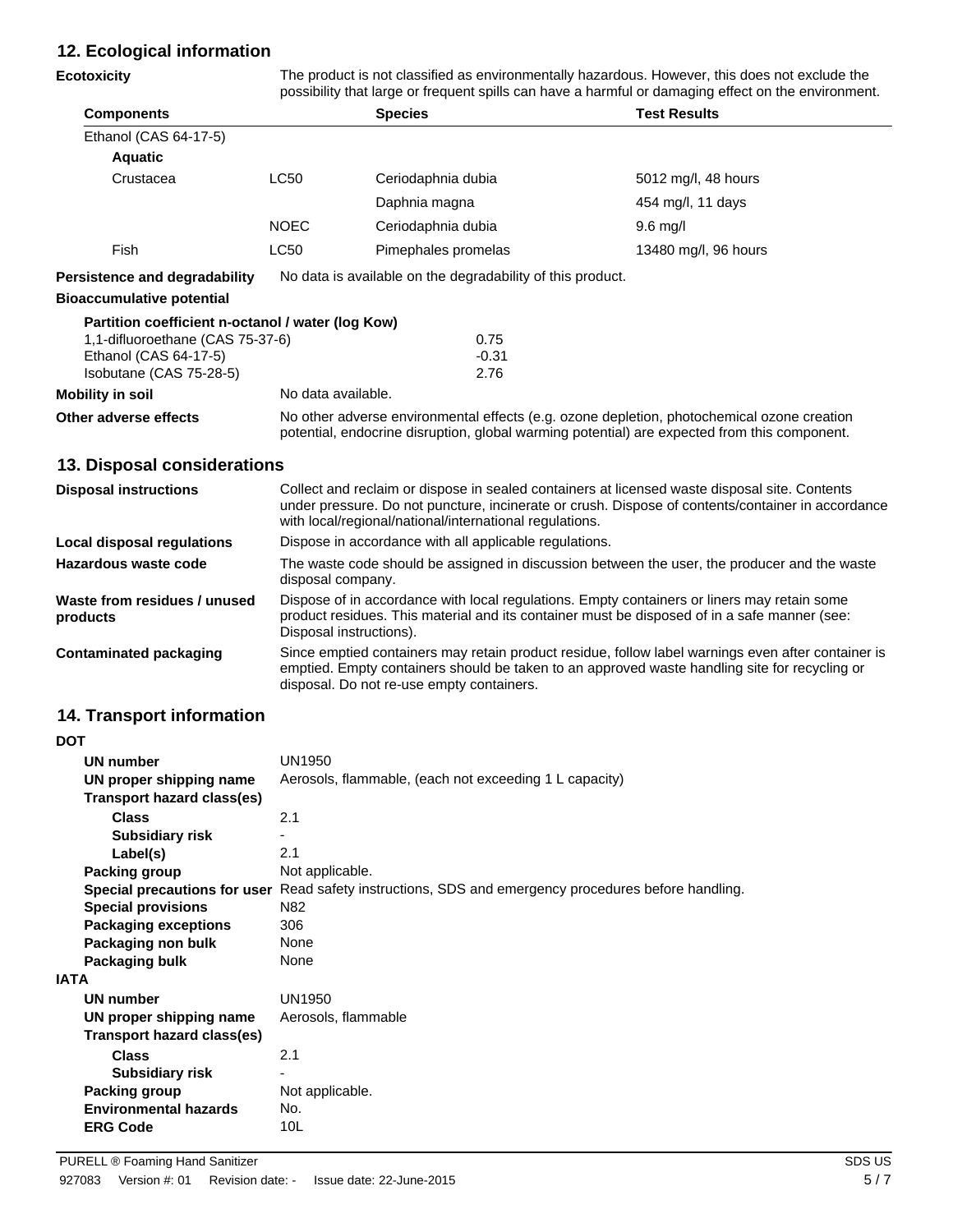## 12. Ecological information

**Ecotoxicity** The product is not classified as environmentally hazardous. However, this does not exclude the possibility that large or frequent spills can have a harmful or damaging effect on the environment.

| Components | | Species | Test Results |
|---|---|---|---|
| Ethanol (CAS 64-17-5) | | | |
| **Aquatic** | | | |
| Crustacea | LC50 | Ceriodaphnia dubia | 5012 mg/l, 48 hours |
| | | Daphnia magna | 454 mg/l, 11 days |
| | NOEC | Ceriodaphnia dubia | 9.6 mg/l |
| Fish | LC50 | Pimephales promelas | 13480 mg/l, 96 hours |

**Persistence and degradability** No data is available on the degradability of this product.

**Bioaccumulative potential**

**Partition coefficient n-octanol / water (log Kow)**

| | |
|---|---|
| 1,1-difluoroethane (CAS 75-37-6) | 0.75 |
| Ethanol (CAS 64-17-5) | -0.31 |
| Isobutane (CAS 75-28-5) | 2.76 |

**Mobility in soil** No data available.

**Other adverse effects** No other adverse environmental effects (e.g. ozone depletion, photochemical ozone creation potential, endocrine disruption, global warming potential) are expected from this component.

## 13. Disposal considerations

**Disposal instructions** Collect and reclaim or dispose in sealed containers at licensed waste disposal site. Contents under pressure. Do not puncture, incinerate or crush. Dispose of contents/container in accordance with local/regional/national/international regulations.

**Local disposal regulations** Dispose in accordance with all applicable regulations.

**Hazardous waste code** The waste code should be assigned in discussion between the user, the producer and the waste disposal company.

**Waste from residues / unused products** Dispose of in accordance with local regulations. Empty containers or liners may retain some product residues. This material and its container must be disposed of in a safe manner (see: Disposal instructions).

**Contaminated packaging** Since emptied containers may retain product residue, follow label warnings even after container is emptied. Empty containers should be taken to an approved waste handling site for recycling or disposal. Do not re-use empty containers.

## 14. Transport information

**DOT**

**UN number** UN1950

**UN proper shipping name** Aerosols, flammable, (each not exceeding 1 L capacity)

**Transport hazard class(es)**

**Class** 2.1

**Subsidiary risk** -

**Label(s)** 2.1

**Packing group** Not applicable.

**Special precautions for user** Read safety instructions, SDS and emergency procedures before handling.

**Special provisions** N82

**Packaging exceptions** 306

**Packaging non bulk** None

**Packaging bulk** None

**IATA**

**UN number** UN1950

**UN proper shipping name** Aerosols, flammable

**Transport hazard class(es)**

**Class** 2.1

**Subsidiary risk** -

**Packing group** Not applicable.

**Environmental hazards** No.

**ERG Code** 10L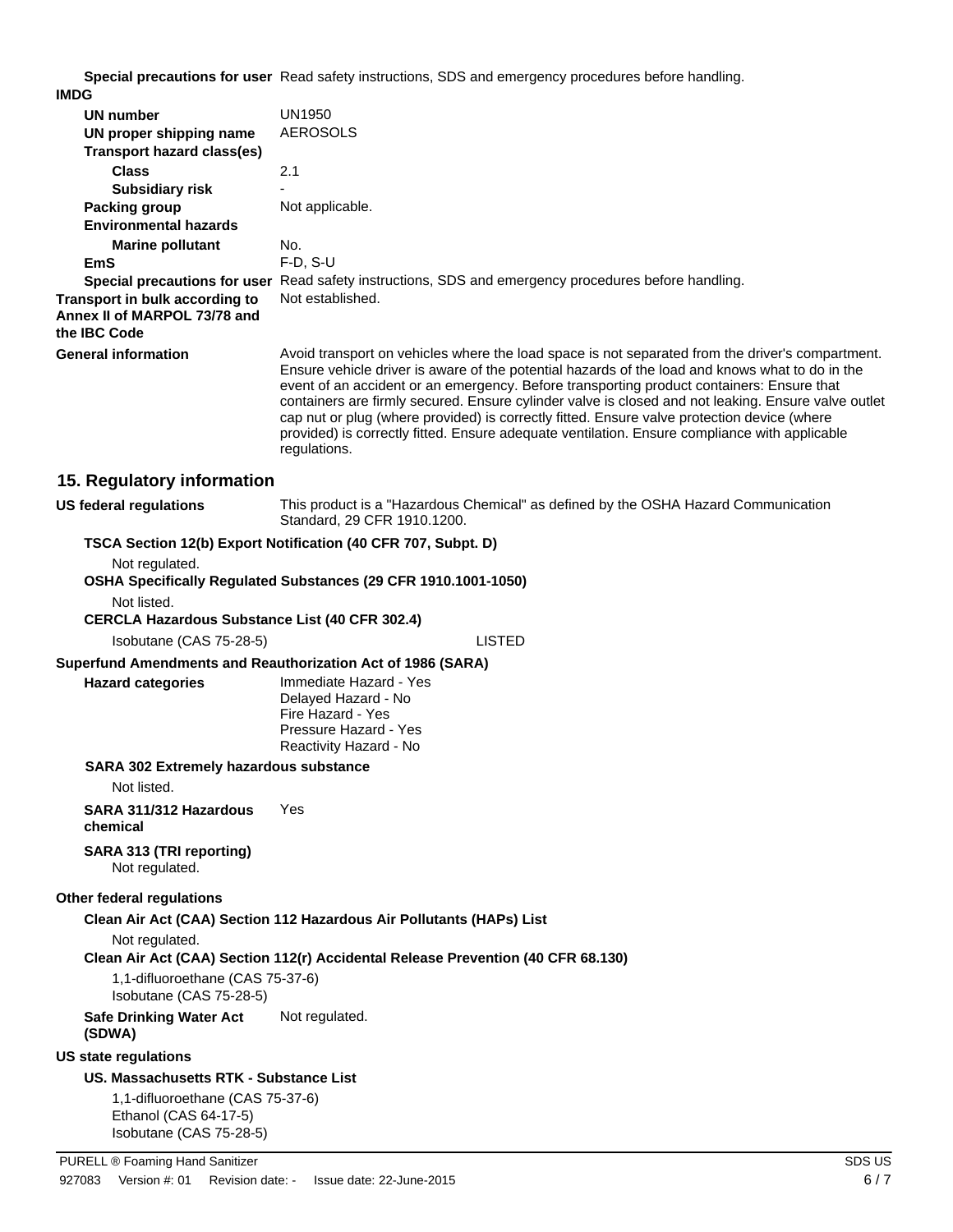**Special precautions for user** Read safety instructions, SDS and emergency procedures before handling.

**IMDG**

**UN number** UN1950

**UN proper shipping name** AEROSOLS

**Transport hazard class(es)**

**Class** 2.1

**Subsidiary risk** -

**Packing group** Not applicable.

**Environmental hazards**

**Marine pollutant** No.

**EmS** F-D, S-U

**Special precautions for user** Read safety instructions, SDS and emergency procedures before handling.

**Transport in bulk according to Annex II of MARPOL 73/78 and the IBC Code** Not established.

**General information** Avoid transport on vehicles where the load space is not separated from the driver's compartment. Ensure vehicle driver is aware of the potential hazards of the load and knows what to do in the event of an accident or an emergency. Before transporting product containers: Ensure that containers are firmly secured. Ensure cylinder valve is closed and not leaking. Ensure valve outlet cap nut or plug (where provided) is correctly fitted. Ensure valve protection device (where provided) is correctly fitted. Ensure adequate ventilation. Ensure compliance with applicable regulations.

## 15. Regulatory information

**US federal regulations** This product is a "Hazardous Chemical" as defined by the OSHA Hazard Communication Standard, 29 CFR 1910.1200.

**TSCA Section 12(b) Export Notification (40 CFR 707, Subpt. D)**

Not regulated.

**OSHA Specifically Regulated Substances (29 CFR 1910.1001-1050)**

Not listed.

**CERCLA Hazardous Substance List (40 CFR 302.4)**

Isobutane (CAS 75-28-5) LISTED

**Superfund Amendments and Reauthorization Act of 1986 (SARA)**

**Hazard categories**
Immediate Hazard - Yes
Delayed Hazard - No
Fire Hazard - Yes
Pressure Hazard - Yes
Reactivity Hazard - No

**SARA 302 Extremely hazardous substance**

Not listed.

**SARA 311/312 Hazardous chemical** Yes

**SARA 313 (TRI reporting)**
Not regulated.

**Other federal regulations**

**Clean Air Act (CAA) Section 112 Hazardous Air Pollutants (HAPs) List**

Not regulated.

**Clean Air Act (CAA) Section 112(r) Accidental Release Prevention (40 CFR 68.130)**

1,1-difluoroethane (CAS 75-37-6)
Isobutane (CAS 75-28-5)

**Safe Drinking Water Act (SDWA)** Not regulated.

**US state regulations**

**US. Massachusetts RTK - Substance List**

1,1-difluoroethane (CAS 75-37-6)
Ethanol (CAS 64-17-5)
Isobutane (CAS 75-28-5)

PURELL ® Foaming Hand Sanitizer SDS US

927083 Version #: 01 Revision date: - Issue date: 22-June-2015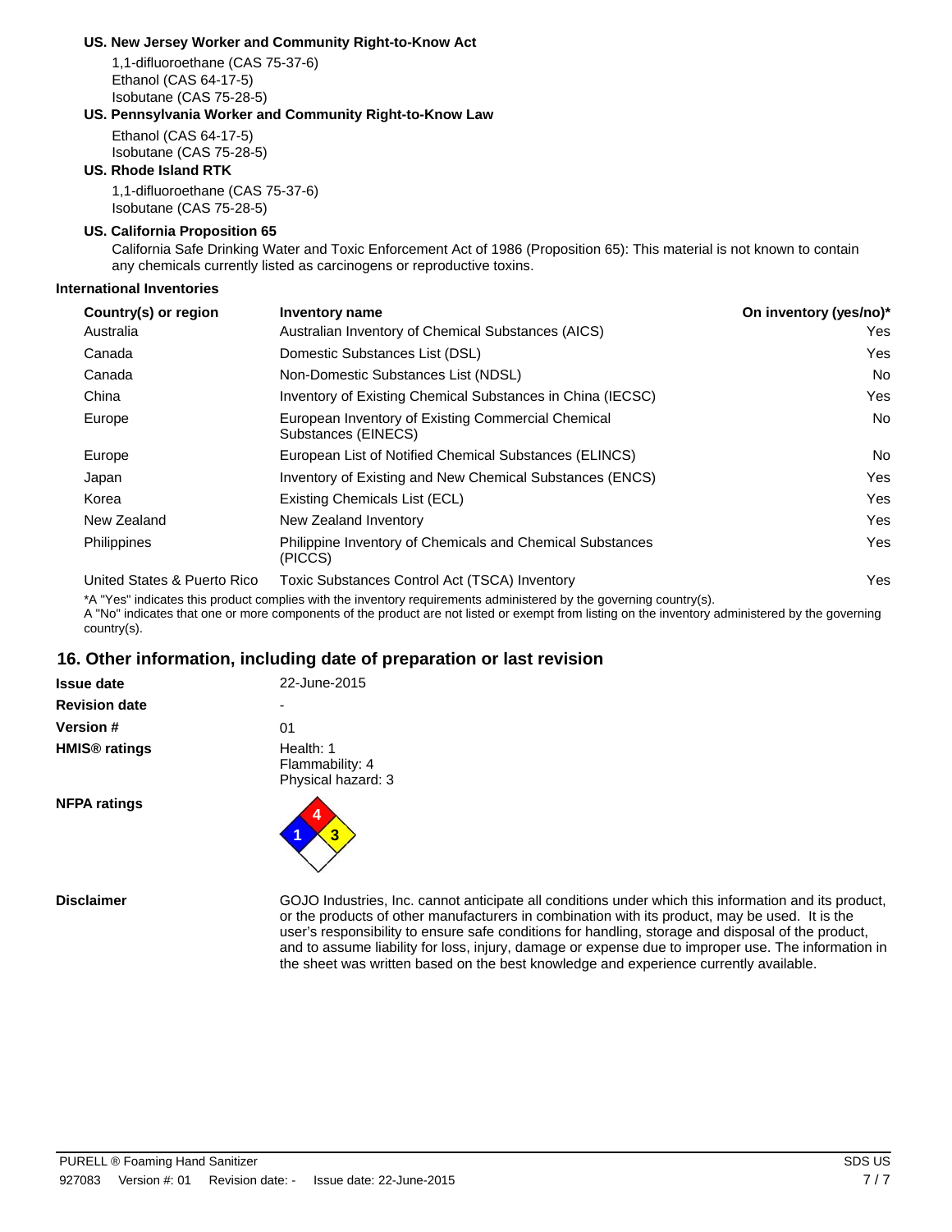**US. New Jersey Worker and Community Right-to-Know Act**

1,1-difluoroethane (CAS 75-37-6)
Ethanol (CAS 64-17-5)
Isobutane (CAS 75-28-5)

**US. Pennsylvania Worker and Community Right-to-Know Law**

Ethanol (CAS 64-17-5)
Isobutane (CAS 75-28-5)

**US. Rhode Island RTK**

1,1-difluoroethane (CAS 75-37-6)
Isobutane (CAS 75-28-5)

**US. California Proposition 65**

California Safe Drinking Water and Toxic Enforcement Act of 1986 (Proposition 65): This material is not known to contain any chemicals currently listed as carcinogens or reproductive toxins.

**International Inventories**

| Country(s) or region | Inventory name | On inventory (yes/no)* |
|---|---|---|
| Australia | Australian Inventory of Chemical Substances (AICS) | Yes |
| Canada | Domestic Substances List (DSL) | Yes |
| Canada | Non-Domestic Substances List (NDSL) | No |
| China | Inventory of Existing Chemical Substances in China (IECSC) | Yes |
| Europe | European Inventory of Existing Commercial Chemical Substances (EINECS) | No |
| Europe | European List of Notified Chemical Substances (ELINCS) | No |
| Japan | Inventory of Existing and New Chemical Substances (ENCS) | Yes |
| Korea | Existing Chemicals List (ECL) | Yes |
| New Zealand | New Zealand Inventory | Yes |
| Philippines | Philippine Inventory of Chemicals and Chemical Substances (PICCS) | Yes |
| United States & Puerto Rico | Toxic Substances Control Act (TSCA) Inventory | Yes |

*A "Yes" indicates this product complies with the inventory requirements administered by the governing country(s).
A "No" indicates that one or more components of the product are not listed or exempt from listing on the inventory administered by the governing country(s).

## 16. Other information, including date of preparation or last revision

**Issue date** 22-June-2015

**Revision date** -

**Version #** 01

**HMIS® ratings**
Health: 1
Flammability: 4
Physical hazard: 3

**NFPA ratings**
4
1 3

**Disclaimer**

GOJO Industries, Inc. cannot anticipate all conditions under which this information and its product, or the products of other manufacturers in combination with its product, may be used. It is the user's responsibility to ensure safe conditions for handling, storage and disposal of the product, and to assume liability for loss, injury, damage or expense due to improper use. The information in the sheet was written based on the best knowledge and experience currently available.